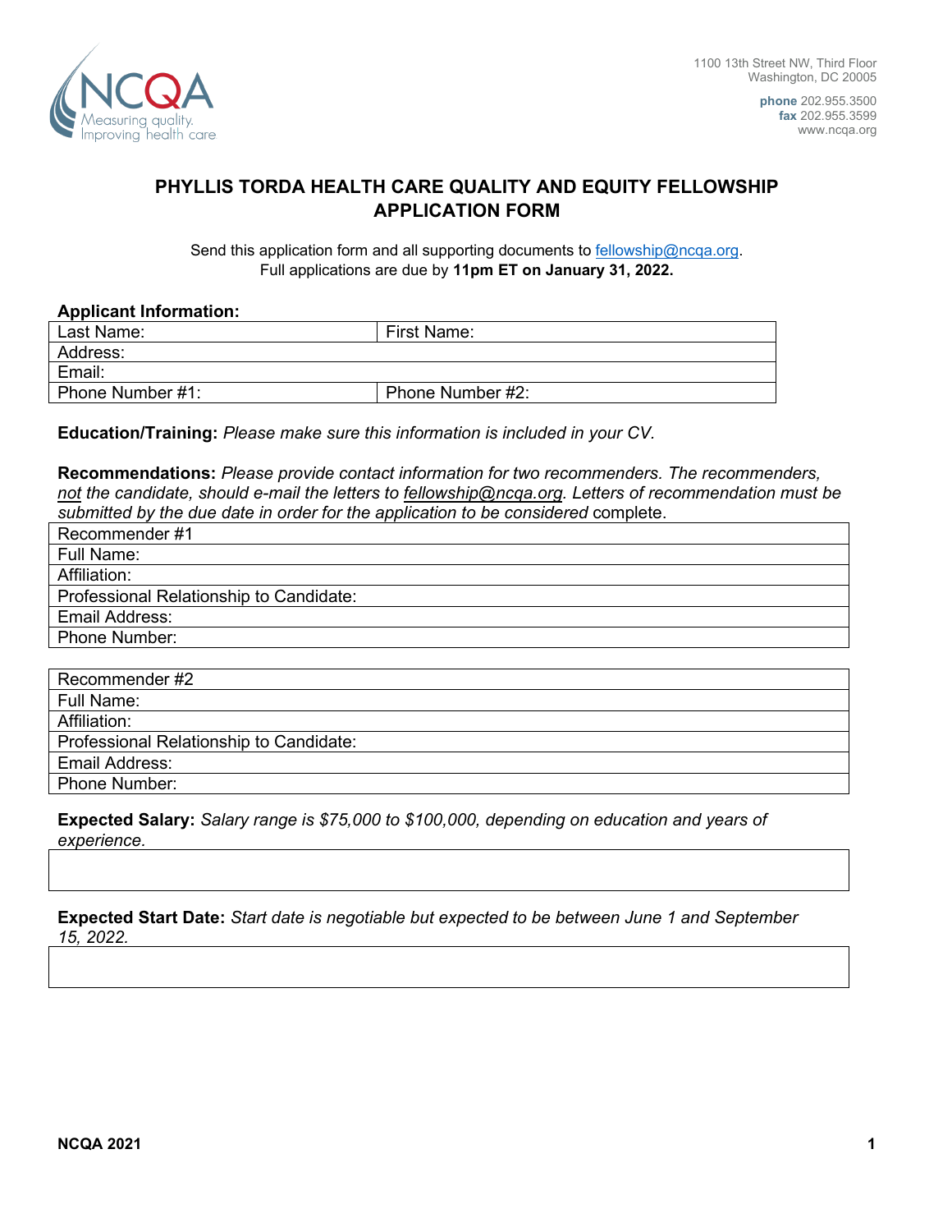1100 13th Street NW, Third Floor
Washington, DC 20005

**phone** 202.955.3500
**fax** 202.955.3599
www.ncqa.org

# PHYLLIS TORDA HEALTH CARE QUALITY AND EQUITY FELLOWSHIP APPLICATION FORM

Send this application form and all supporting documents to fellowship@ncqa.org.
Full applications are due by **11pm ET on January 31, 2022.**

**Applicant Information:**

| Last Name: | First Name: |
|---|---|
| Address: | |
| Email: | |
| Phone Number #1: | Phone Number #2: |

**Education/Training:** *Please make sure this information is included in your CV.*

**Recommendations:** *Please provide contact information for two recommenders. The recommenders, not the candidate, should e-mail the letters to fellowship@ncqa.org. Letters of recommendation must be submitted by the due date in order for the application to be considered* complete.

| Recommender #1 |
|---|
| Full Name: |
| Affiliation: |
| Professional Relationship to Candidate: |
| Email Address: |
| Phone Number: |

| Recommender #2 |
|---|
| Full Name: |
| Affiliation: |
| Professional Relationship to Candidate: |
| Email Address: |
| Phone Number: |

**Expected Salary:** *Salary range is $75,000 to $100,000, depending on education and years of experience.*

| |
|---|
| |

**Expected Start Date:** *Start date is negotiable but expected to be between June 1 and September 15, 2022.*

| |
|---|
| |

**NCQA 2021**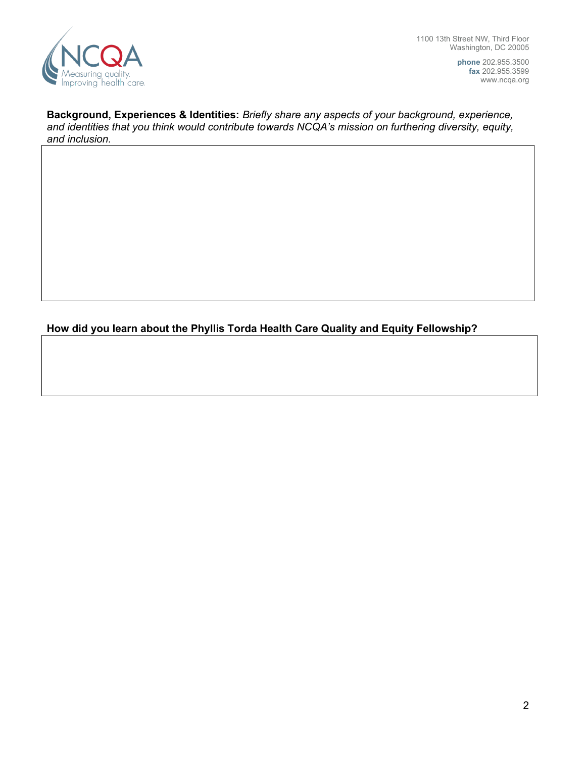**Background, Experiences & Identities:** *Briefly share any aspects of your background, experience, and identities that you think would contribute towards NCQA's mission on furthering diversity, equity, and inclusion.*

**How did you learn about the Phyllis Torda Health Care Quality and Equity Fellowship?**